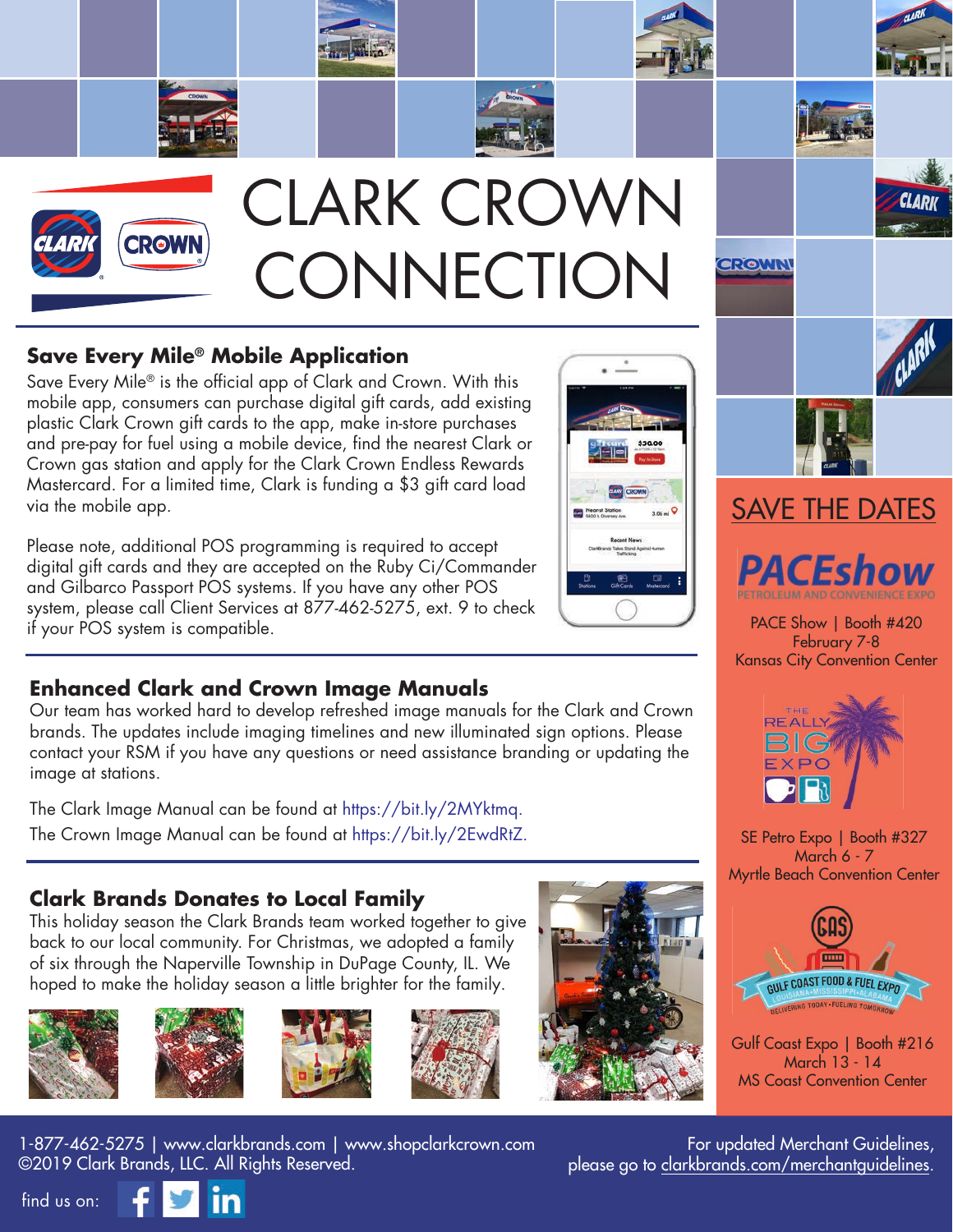# CLARK CROWN CONNECTION

## Save Every Mile® Mobile Application

Save Every Mile® is the official app of Clark and Crown. With this mobile app, consumers can purchase digital gift cards, add existing plastic Clark Crown gift cards to the app, make in-store purchases and pre-pay for fuel using a mobile device, find the nearest Clark or Crown gas station and apply for the Clark Crown Endless Rewards Mastercard. For a limited time, Clark is funding a $3 gift card load via the mobile app.

Please note, additional POS programming is required to accept digital gift cards and they are accepted on the Ruby Ci/Commander and Gilbarco Passport POS systems. If you have any other POS system, please call Client Services at 877-462-5275, ext. 9 to check if your POS system is compatible.

## Enhanced Clark and Crown Image Manuals

Our team has worked hard to develop refreshed image manuals for the Clark and Crown brands. The updates include imaging timelines and new illuminated sign options. Please contact your RSM if you have any questions or need assistance branding or updating the image at stations.

The Clark Image Manual can be found at https://bit.ly/2MYktmq.

The Crown Image Manual can be found at https://bit.ly/2EwdRtZ.

## Clark Brands Donates to Local Family

This holiday season the Clark Brands team worked together to give back to our local community. For Christmas, we adopted a family of six through the Naperville Township in DuPage County, IL. We hoped to make the holiday season a little brighter for the family.

## SAVE THE DATES

PACE Show | Booth #420
February 7-8
Kansas City Convention Center

SE Petro Expo | Booth #327
March 6 - 7
Myrtle Beach Convention Center

Gulf Coast Expo | Booth #216
March 13 - 14
MS Coast Convention Center

1-877-462-5275 | www.clarkbrands.com | www.shopclarkcrown.com
©2019 Clark Brands, LLC. All Rights Reserved.

For updated Merchant Guidelines, please go to clarkbrands.com/merchantguidelines.

find us on: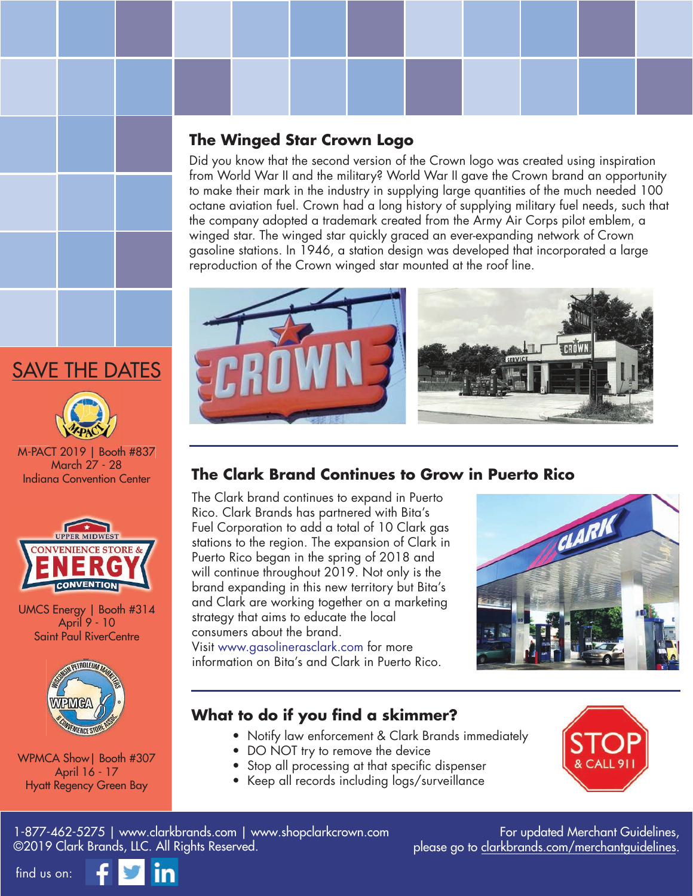## The Winged Star Crown Logo

Did you know that the second version of the Crown logo was created using inspiration from World War II and the military? World War II gave the Crown brand an opportunity to make their mark in the industry in supplying large quantities of the much needed 100 octane aviation fuel. Crown had a long history of supplying military fuel needs, such that the company adopted a trademark created from the Army Air Corps pilot emblem, a winged star. The winged star quickly graced an ever-expanding network of Crown gasoline stations. In 1946, a station design was developed that incorporated a large reproduction of the Crown winged star mounted at the roof line.

## The Clark Brand Continues to Grow in Puerto Rico

The Clark brand continues to expand in Puerto Rico. Clark Brands has partnered with Bita's Fuel Corporation to add a total of 10 Clark gas stations to the region. The expansion of Clark in Puerto Rico began in the spring of 2018 and will continue throughout 2019. Not only is the brand expanding in this new territory but Bita's and Clark are working together on a marketing strategy that aims to educate the local consumers about the brand.

Visit www.gasolinerasclark.com for more information on Bita's and Clark in Puerto Rico.

## What to do if you find a skimmer?

- Notify law enforcement & Clark Brands immediately
- DO NOT try to remove the device
- Stop all processing at that specific dispenser
- Keep all records including logs/surveillance

STOP & CALL 911

## SAVE THE DATES

M-PACT 2019 | Booth #837
March 27 - 28
Indiana Convention Center

UMCS Energy | Booth #314
April 9 - 10
Saint Paul RiverCentre

WPMCA Show | Booth #307
April 16 - 17
Hyatt Regency Green Bay

1-877-462-5275 | www.clarkbrands.com | www.shopclarkcrown.com
©2019 Clark Brands, LLC. All Rights Reserved.

For updated Merchant Guidelines, please go to clarkbrands.com/merchantguidelines.

find us on: